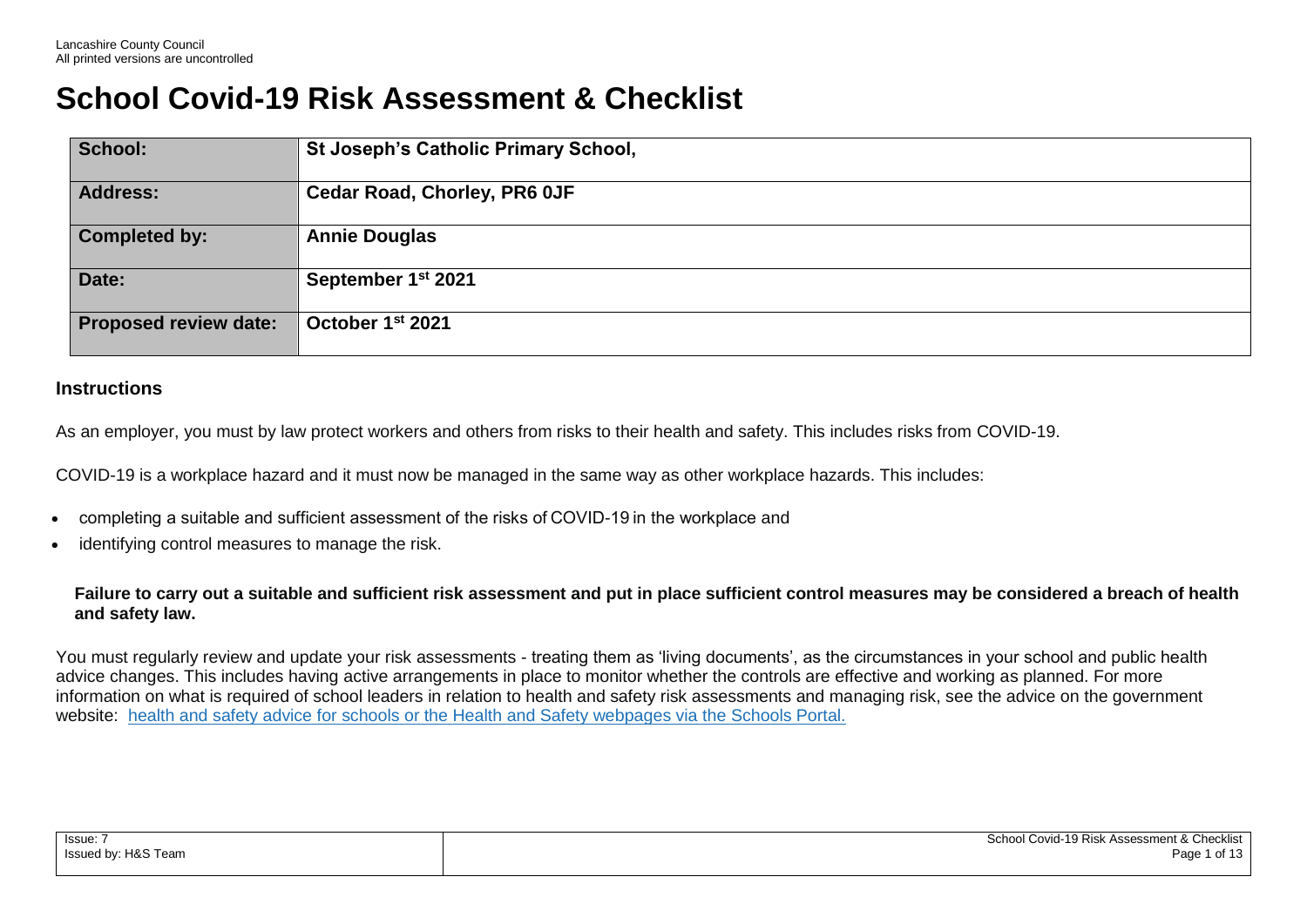Lancashire County Council
All printed versions are uncontrolled

# School Covid-19 Risk Assessment & Checklist

| | |
|---|---|
| **School:** | **St Joseph's Catholic Primary School,** |
| **Address:** | **Cedar Road, Chorley, PR6 0JF** |
| **Completed by:** | **Annie Douglas** |
| **Date:** | **September 1st 2021** |
| **Proposed review date:** | **October 1st 2021** |

## Instructions

As an employer, you must by law protect workers and others from risks to their health and safety. This includes risks from COVID-19.

COVID-19 is a workplace hazard and it must now be managed in the same way as other workplace hazards. This includes:

- completing a suitable and sufficient assessment of the risks of COVID-19 in the workplace and
- identifying control measures to manage the risk.

**Failure to carry out a suitable and sufficient risk assessment and put in place sufficient control measures may be considered a breach of health and safety law.**

You must regularly review and update your risk assessments - treating them as 'living documents', as the circumstances in your school and public health advice changes. This includes having active arrangements in place to monitor whether the controls are effective and working as planned. For more information on what is required of school leaders in relation to health and safety risk assessments and managing risk, see the advice on the government website: health and safety advice for schools or the Health and Safety webpages via the Schools Portal.

Issue: 7
Issued by: H&S Team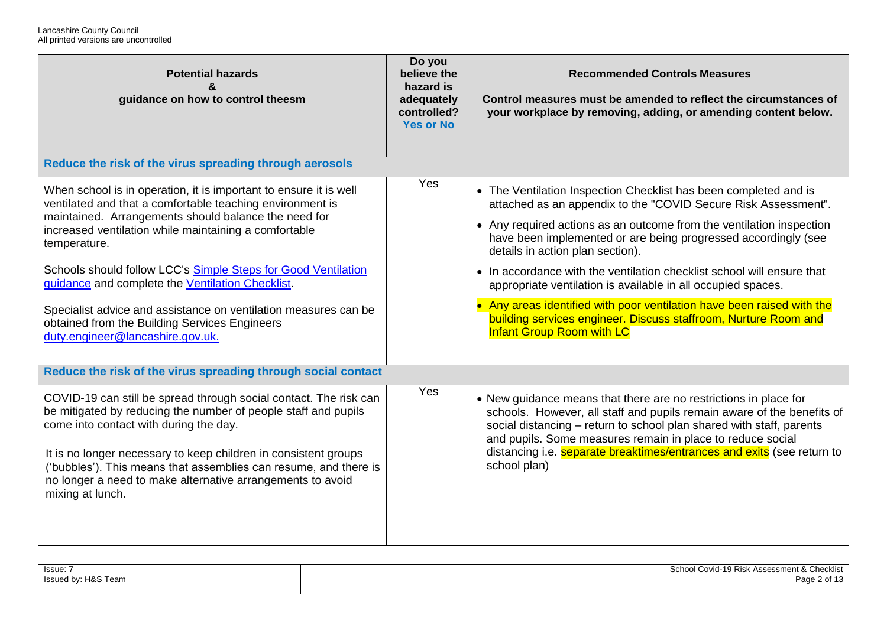| Potential hazards & guidance on how to control theesm | Do you believe the hazard is adequately controlled? Yes or No | Recommended Controls Measures<br><br>Control measures must be amended to reflect the circumstances of your workplace by removing, adding, or amending content below. |
| --- | --- | --- |
| **Reduce the risk of the virus spreading through aerosols** | | |
| When school is in operation, it is important to ensure it is well ventilated and that a comfortable teaching environment is maintained. Arrangements should balance the need for increased ventilation while maintaining a comfortable temperature.<br><br>Schools should follow LCC's Simple Steps for Good Ventilation guidance and complete the Ventilation Checklist.<br><br>Specialist advice and assistance on ventilation measures can be obtained from the Building Services Engineers duty.engineer@lancashire.gov.uk. | Yes | • The Ventilation Inspection Checklist has been completed and is attached as an appendix to the "COVID Secure Risk Assessment".<br>• Any required actions as an outcome from the ventilation inspection have been implemented or are being progressed accordingly (see details in action plan section).<br>• In accordance with the ventilation checklist school will ensure that appropriate ventilation is available in all occupied spaces.<br>• Any areas identified with poor ventilation have been raised with the building services engineer. Discuss staffroom, Nurture Room and Infant Group Room with LC |
| **Reduce the risk of the virus spreading through social contact** | | |
| COVID-19 can still be spread through social contact. The risk can be mitigated by reducing the number of people staff and pupils come into contact with during the day.<br><br>It is no longer necessary to keep children in consistent groups ('bubbles'). This means that assemblies can resume, and there is no longer a need to make alternative arrangements to avoid mixing at lunch. | Yes | • New guidance means that there are no restrictions in place for schools. However, all staff and pupils remain aware of the benefits of social distancing – return to school plan shared with staff, parents and pupils. Some measures remain in place to reduce social distancing i.e. separate breaktimes/entrances and exits (see return to school plan) |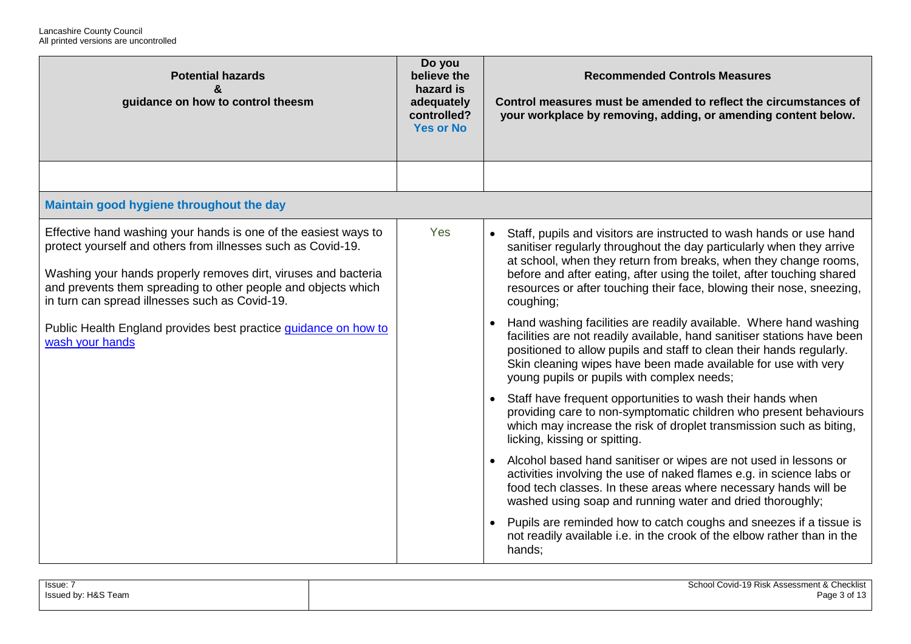| Potential hazards & guidance on how to control theesm | Do you believe the hazard is adequately controlled? Yes or No | Recommended Controls Measures<br>Control measures must be amended to reflect the circumstances of your workplace by removing, adding, or amending content below. |
|---|---|---|
| | | |
| **Maintain good hygiene throughout the day** | | |
| Effective hand washing your hands is one of the easiest ways to protect yourself and others from illnesses such as Covid-19.<br><br>Washing your hands properly removes dirt, viruses and bacteria and prevents them spreading to other people and objects which in turn can spread illnesses such as Covid-19.<br><br>Public Health England provides best practice [guidance on how to wash your hands](#) | Yes | • Staff, pupils and visitors are instructed to wash hands or use hand sanitiser regularly throughout the day particularly when they arrive at school, when they return from breaks, when they change rooms, before and after eating, after using the toilet, after touching shared resources or after touching their face, blowing their nose, sneezing, coughing;<br>• Hand washing facilities are readily available. Where hand washing facilities are not readily available, hand sanitiser stations have been positioned to allow pupils and staff to clean their hands regularly. Skin cleaning wipes have been made available for use with very young pupils or pupils with complex needs;<br>• Staff have frequent opportunities to wash their hands when providing care to non-symptomatic children who present behaviours which may increase the risk of droplet transmission such as biting, licking, kissing or spitting.<br>• Alcohol based hand sanitiser or wipes are not used in lessons or activities involving the use of naked flames e.g. in science labs or food tech classes. In these areas where necessary hands will be washed using soap and running water and dried thoroughly;<br>• Pupils are reminded how to catch coughs and sneezes if a tissue is not readily available i.e. in the crook of the elbow rather than in the hands; |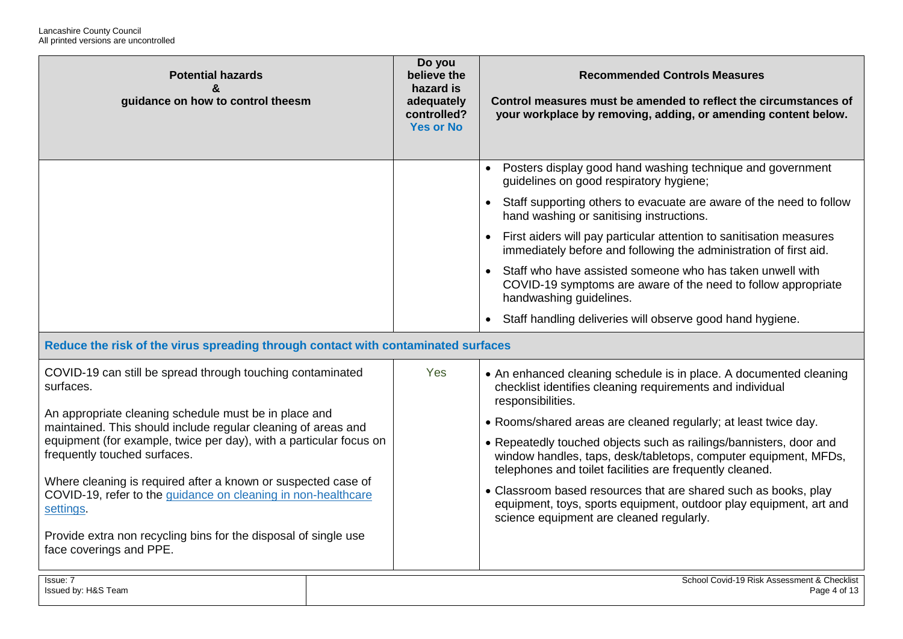| Potential hazards & guidance on how to control theesm | Do you believe the hazard is adequately controlled? Yes or No | Recommended Controls Measures<br><br>Control measures must be amended to reflect the circumstances of your workplace by removing, adding, or amending content below. |
|---|---|---|
| | | • Posters display good hand washing technique and government guidelines on good respiratory hygiene;<br>• Staff supporting others to evacuate are aware of the need to follow hand washing or sanitising instructions.<br>• First aiders will pay particular attention to sanitisation measures immediately before and following the administration of first aid.<br>• Staff who have assisted someone who has taken unwell with COVID-19 symptoms are aware of the need to follow appropriate handwashing guidelines.<br>• Staff handling deliveries will observe good hand hygiene. |
| **Reduce the risk of the virus spreading through contact with contaminated surfaces** | | |
| COVID-19 can still be spread through touching contaminated surfaces.<br><br>An appropriate cleaning schedule must be in place and maintained. This should include regular cleaning of areas and equipment (for example, twice per day), with a particular focus on frequently touched surfaces.<br><br>Where cleaning is required after a known or suspected case of COVID-19, refer to the [guidance on cleaning in non-healthcare settings](guidance on cleaning in non-healthcare settings).<br><br>Provide extra non recycling bins for the disposal of single use face coverings and PPE. | Yes | • An enhanced cleaning schedule is in place. A documented cleaning checklist identifies cleaning requirements and individual responsibilities.<br>• Rooms/shared areas are cleaned regularly; at least twice day.<br>• Repeatedly touched objects such as railings/bannisters, door and window handles, taps, desk/tabletops, computer equipment, MFDs, telephones and toilet facilities are frequently cleaned.<br>• Classroom based resources that are shared such as books, play equipment, toys, sports equipment, outdoor play equipment, art and science equipment are cleaned regularly. |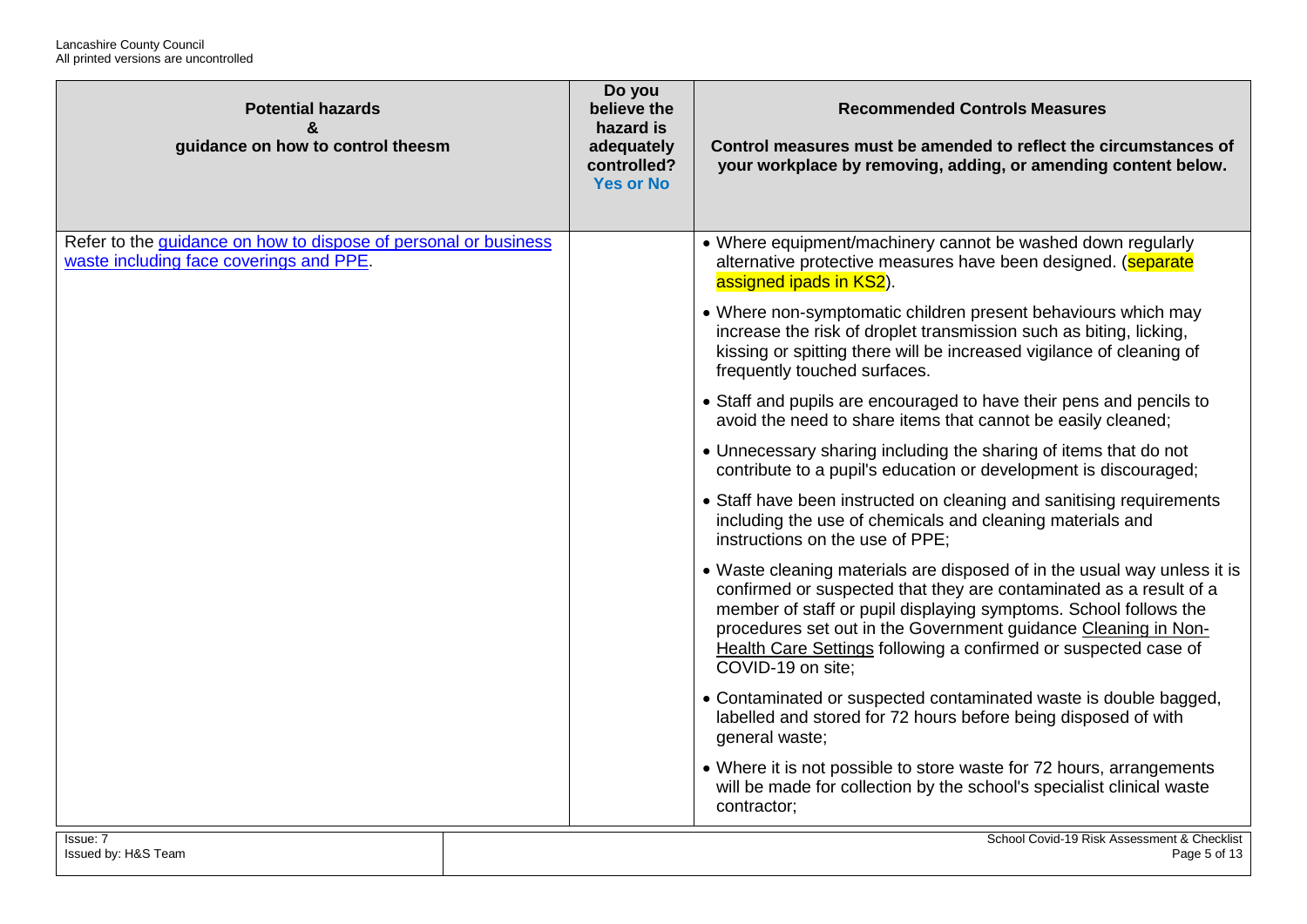| Potential hazards & guidance on how to control theesm | Do you believe the hazard is adequately controlled? Yes or No | Recommended Controls Measures Control measures must be amended to reflect the circumstances of your workplace by removing, adding, or amending content below. |
|---|---|---|
| Refer to the guidance on how to dispose of personal or business waste including face coverings and PPE. | | • Where equipment/machinery cannot be washed down regularly alternative protective measures have been designed. (separate assigned ipads in KS2).<br><br>• Where non-symptomatic children present behaviours which may increase the risk of droplet transmission such as biting, licking, kissing or spitting there will be increased vigilance of cleaning of frequently touched surfaces.<br><br>• Staff and pupils are encouraged to have their pens and pencils to avoid the need to share items that cannot be easily cleaned;<br><br>• Unnecessary sharing including the sharing of items that do not contribute to a pupil's education or development is discouraged;<br><br>• Staff have been instructed on cleaning and sanitising requirements including the use of chemicals and cleaning materials and instructions on the use of PPE;<br><br>• Waste cleaning materials are disposed of in the usual way unless it is confirmed or suspected that they are contaminated as a result of a member of staff or pupil displaying symptoms. School follows the procedures set out in the Government guidance Cleaning in Non-Health Care Settings following a confirmed or suspected case of COVID-19 on site;<br><br>• Contaminated or suspected contaminated waste is double bagged, labelled and stored for 72 hours before being disposed of with general waste;<br><br>• Where it is not possible to store waste for 72 hours, arrangements will be made for collection by the school's specialist clinical waste contractor; |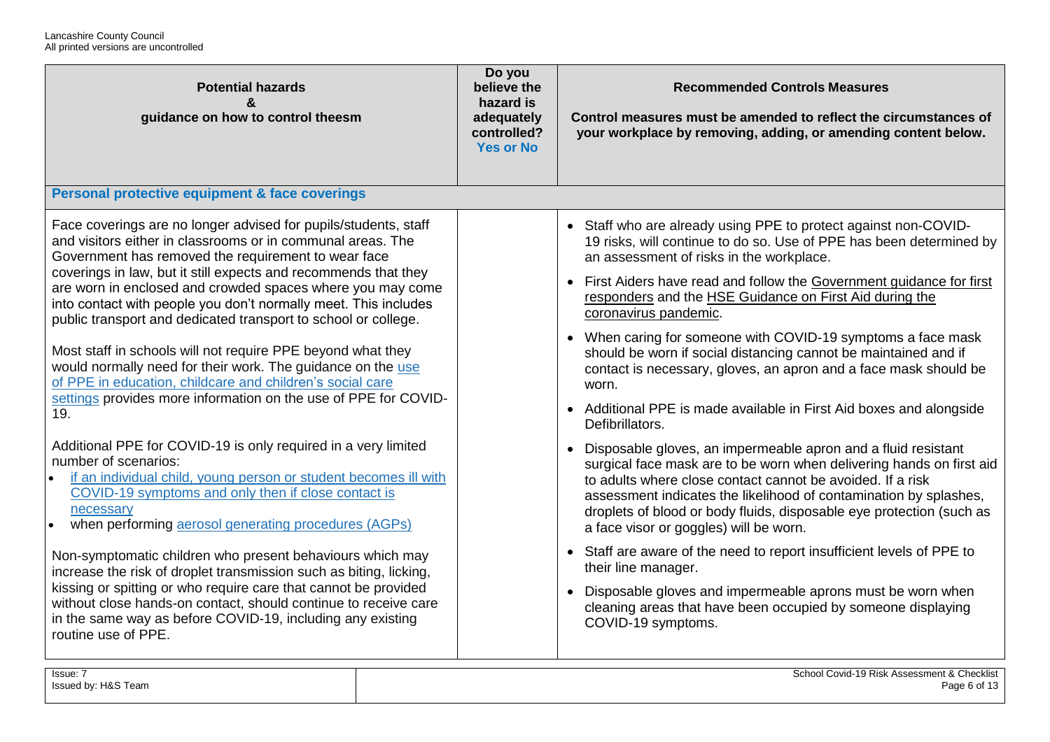| Potential hazards & guidance on how to control theesm | Do you believe the hazard is adequately controlled? Yes or No | Recommended Controls Measures<br><br>Control measures must be amended to reflect the circumstances of your workplace by removing, adding, or amending content below. |
|---|---|---|
| **Personal protective equipment & face coverings** | | |
| Face coverings are no longer advised for pupils/students, staff and visitors either in classrooms or in communal areas. The Government has removed the requirement to wear face coverings in law, but it still expects and recommends that they are worn in enclosed and crowded spaces where you may come into contact with people you don't normally meet. This includes public transport and dedicated transport to school or college.<br><br>Most staff in schools will not require PPE beyond what they would normally need for their work. The guidance on the use of PPE in education, childcare and children's social care settings provides more information on the use of PPE for COVID-19.<br><br>Additional PPE for COVID-19 is only required in a very limited number of scenarios:<br>• if an individual child, young person or student becomes ill with COVID-19 symptoms and only then if close contact is necessary<br>• when performing aerosol generating procedures (AGPs)<br><br>Non-symptomatic children who present behaviours which may increase the risk of droplet transmission such as biting, licking, kissing or spitting or who require care that cannot be provided without close hands-on contact, should continue to receive care in the same way as before COVID-19, including any existing routine use of PPE. | | • Staff who are already using PPE to protect against non-COVID-19 risks, will continue to do so. Use of PPE has been determined by an assessment of risks in the workplace.<br>• First Aiders have read and follow the Government guidance for first responders and the HSE Guidance on First Aid during the coronavirus pandemic.<br>• When caring for someone with COVID-19 symptoms a face mask should be worn if social distancing cannot be maintained and if contact is necessary, gloves, an apron and a face mask should be worn.<br>• Additional PPE is made available in First Aid boxes and alongside Defibrillators.<br>• Disposable gloves, an impermeable apron and a fluid resistant surgical face mask are to be worn when delivering hands on first aid to adults where close contact cannot be avoided. If a risk assessment indicates the likelihood of contamination by splashes, droplets of blood or body fluids, disposable eye protection (such as a face visor or goggles) will be worn.<br>• Staff are aware of the need to report insufficient levels of PPE to their line manager.<br>• Disposable gloves and impermeable aprons must be worn when cleaning areas that have been occupied by someone displaying COVID-19 symptoms. |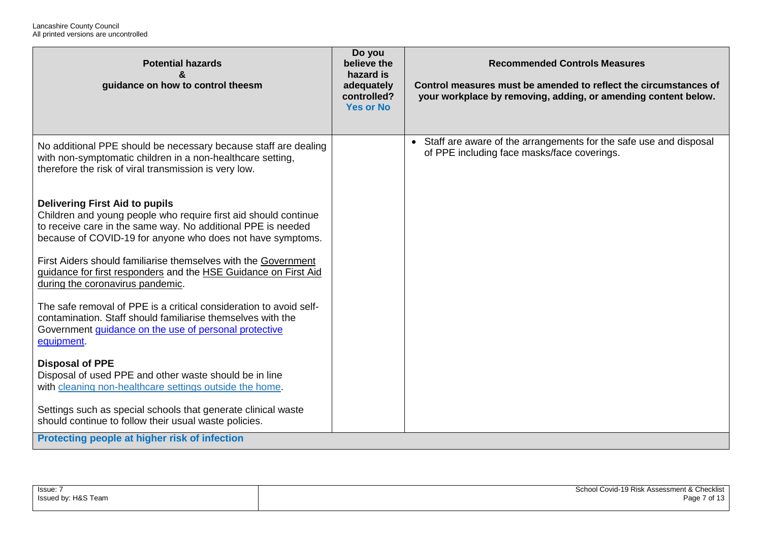| Potential hazards & guidance on how to control theesm | Do you believe the hazard is adequately controlled? Yes or No | Recommended Controls Measures<br><br>Control measures must be amended to reflect the circumstances of your workplace by removing, adding, or amending content below. |
|---|---|---|
| No additional PPE should be necessary because staff are dealing with non-symptomatic children in a non-healthcare setting, therefore the risk of viral transmission is very low.<br><br>**Delivering First Aid to pupils**<br>Children and young people who require first aid should continue to receive care in the same way. No additional PPE is needed because of COVID-19 for anyone who does not have symptoms.<br><br>First Aiders should familiarise themselves with the Government guidance for first responders and the HSE Guidance on First Aid during the coronavirus pandemic.<br><br>The safe removal of PPE is a critical consideration to avoid self-contamination. Staff should familiarise themselves with the Government guidance on the use of personal protective equipment.<br><br>**Disposal of PPE**<br>Disposal of used PPE and other waste should be in line with cleaning non-healthcare settings outside the home.<br><br>Settings such as special schools that generate clinical waste should continue to follow their usual waste policies. | | • Staff are aware of the arrangements for the safe use and disposal of PPE including face masks/face coverings. |
| **Protecting people at higher risk of infection** | | |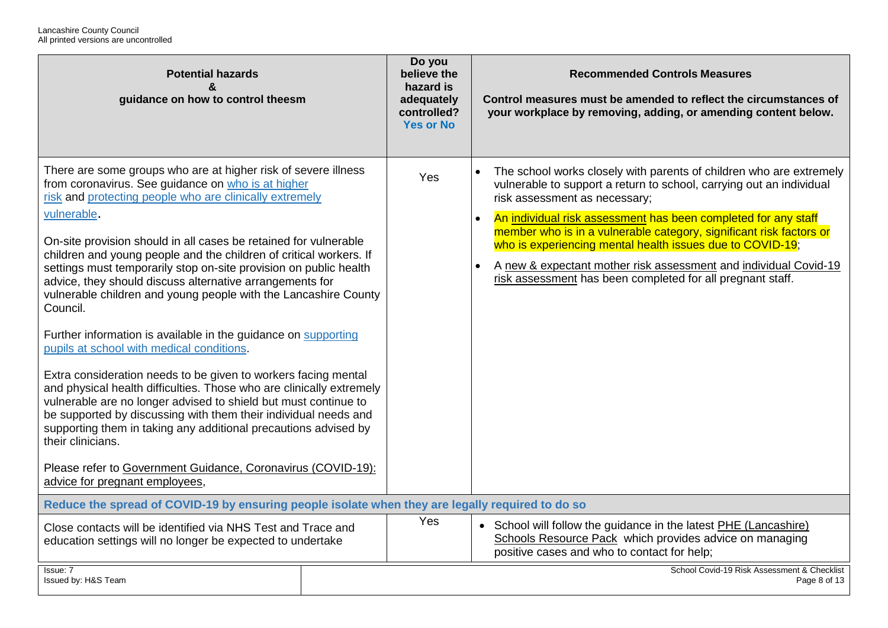| Potential hazards & guidance on how to control theesm | Do you believe the hazard is adequately controlled? Yes or No | Recommended Controls Measures<br><br>Control measures must be amended to reflect the circumstances of your workplace by removing, adding, or amending content below. |
|---|---|---|
| There are some groups who are at higher risk of severe illness from coronavirus. See guidance on who is at higher risk and protecting people who are clinically extremely vulnerable.<br><br>On-site provision should in all cases be retained for vulnerable children and young people and the children of critical workers. If settings must temporarily stop on-site provision on public health advice, they should discuss alternative arrangements for vulnerable children and young people with the Lancashire County Council.<br><br>Further information is available in the guidance on supporting pupils at school with medical conditions.<br><br>Extra consideration needs to be given to workers facing mental and physical health difficulties. Those who are clinically extremely vulnerable are no longer advised to shield but must continue to be supported by discussing with them their individual needs and supporting them in taking any additional precautions advised by their clinicians.<br><br>Please refer to Government Guidance, Coronavirus (COVID-19): advice for pregnant employees, | Yes | • The school works closely with parents of children who are extremely vulnerable to support a return to school, carrying out an individual risk assessment as necessary;<br>• An individual risk assessment has been completed for any staff member who is in a vulnerable category, significant risk factors or who is experiencing mental health issues due to COVID-19;<br>• A new & expectant mother risk assessment and individual Covid-19 risk assessment has been completed for all pregnant staff. |
| **Reduce the spread of COVID-19 by ensuring people isolate when they are legally required to do so** | | |
| Close contacts will be identified via NHS Test and Trace and education settings will no longer be expected to undertake | Yes | • School will follow the guidance in the latest PHE (Lancashire) Schools Resource Pack which provides advice on managing positive cases and who to contact for help; |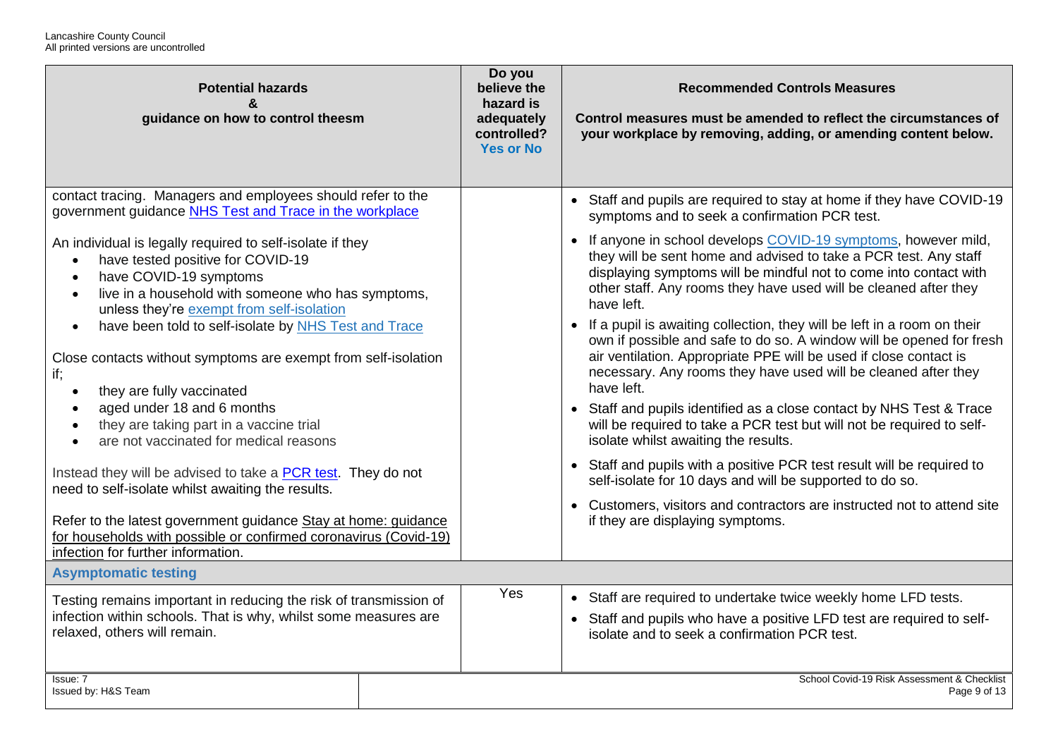| Potential hazards & guidance on how to control theesm | Do you believe the hazard is adequately controlled? Yes or No | Recommended Controls Measures<br>Control measures must be amended to reflect the circumstances of your workplace by removing, adding, or amending content below. |
|---|---|---|
| contact tracing. Managers and employees should refer to the government guidance NHS Test and Trace in the workplace<br><br>An individual is legally required to self-isolate if they<br>• have tested positive for COVID-19<br>• have COVID-19 symptoms<br>• live in a household with someone who has symptoms, unless they're exempt from self-isolation<br>• have been told to self-isolate by NHS Test and Trace<br><br>Close contacts without symptoms are exempt from self-isolation if;<br>• they are fully vaccinated<br>• aged under 18 and 6 months<br>• they are taking part in a vaccine trial<br>• are not vaccinated for medical reasons<br><br>Instead they will be advised to take a PCR test. They do not need to self-isolate whilst awaiting the results.<br><br>Refer to the latest government guidance Stay at home: guidance for households with possible or confirmed coronavirus (Covid-19) infection for further information. | | • Staff and pupils are required to stay at home if they have COVID-19 symptoms and to seek a confirmation PCR test.<br>• If anyone in school develops COVID-19 symptoms, however mild, they will be sent home and advised to take a PCR test. Any staff displaying symptoms will be mindful not to come into contact with other staff. Any rooms they have used will be cleaned after they have left.<br>• If a pupil is awaiting collection, they will be left in a room on their own if possible and safe to do so. A window will be opened for fresh air ventilation. Appropriate PPE will be used if close contact is necessary. Any rooms they have used will be cleaned after they have left.<br>• Staff and pupils identified as a close contact by NHS Test & Trace will be required to take a PCR test but will not be required to self-isolate whilst awaiting the results.<br>• Staff and pupils with a positive PCR test result will be required to self-isolate for 10 days and will be supported to do so.<br>• Customers, visitors and contractors are instructed not to attend site if they are displaying symptoms. |
| **Asymptomatic testing** | | |
| Testing remains important in reducing the risk of transmission of infection within schools. That is why, whilst some measures are relaxed, others will remain. | Yes | • Staff are required to undertake twice weekly home LFD tests.<br>• Staff and pupils who have a positive LFD test are required to self-isolate and to seek a confirmation PCR test. |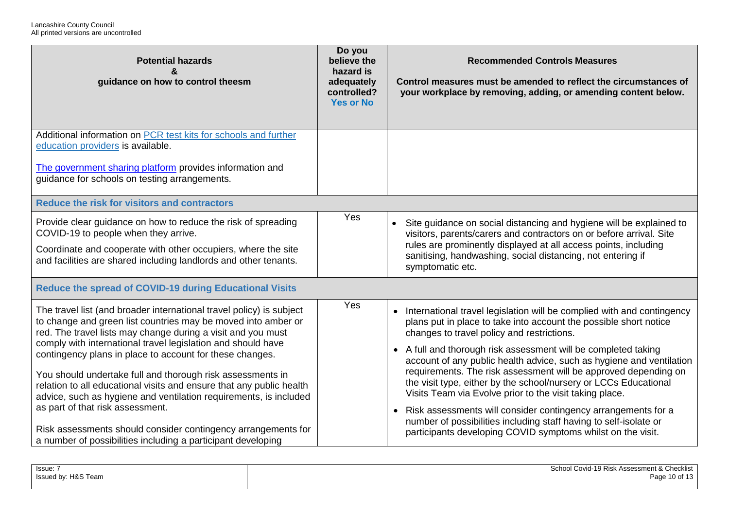| Potential hazards & guidance on how to control theesm | Do you believe the hazard is adequately controlled? Yes or No | Recommended Controls Measures<br><br>Control measures must be amended to reflect the circumstances of your workplace by removing, adding, or amending content below. |
| --- | --- | --- |
| Additional information on [PCR test kits for schools and further education providers]() is available.<br><br>[The government sharing platform]() provides information and guidance for schools on testing arrangements. | | |
| **Reduce the risk for visitors and contractors** | | |
| Provide clear guidance on how to reduce the risk of spreading COVID-19 to people when they arrive.<br><br>Coordinate and cooperate with other occupiers, where the site and facilities are shared including landlords and other tenants. | Yes | • Site guidance on social distancing and hygiene will be explained to visitors, parents/carers and contractors on or before arrival. Site rules are prominently displayed at all access points, including sanitising, handwashing, social distancing, not entering if symptomatic etc. |
| **Reduce the spread of COVID-19 during Educational Visits** | | |
| The travel list (and broader international travel policy) is subject to change and green list countries may be moved into amber or red. The travel lists may change during a visit and you must comply with international travel legislation and should have contingency plans in place to account for these changes.<br><br>You should undertake full and thorough risk assessments in relation to all educational visits and ensure that any public health advice, such as hygiene and ventilation requirements, is included as part of that risk assessment.<br><br>Risk assessments should consider contingency arrangements for a number of possibilities including a participant developing | Yes | • International travel legislation will be complied with and contingency plans put in place to take into account the possible short notice changes to travel policy and restrictions.<br><br>• A full and thorough risk assessment will be completed taking account of any public health advice, such as hygiene and ventilation requirements. The risk assessment will be approved depending on the visit type, either by the school/nursery or LCCs Educational Visits Team via Evolve prior to the visit taking place.<br><br>• Risk assessments will consider contingency arrangements for a number of possibilities including staff having to self-isolate or participants developing COVID symptoms whilst on the visit. |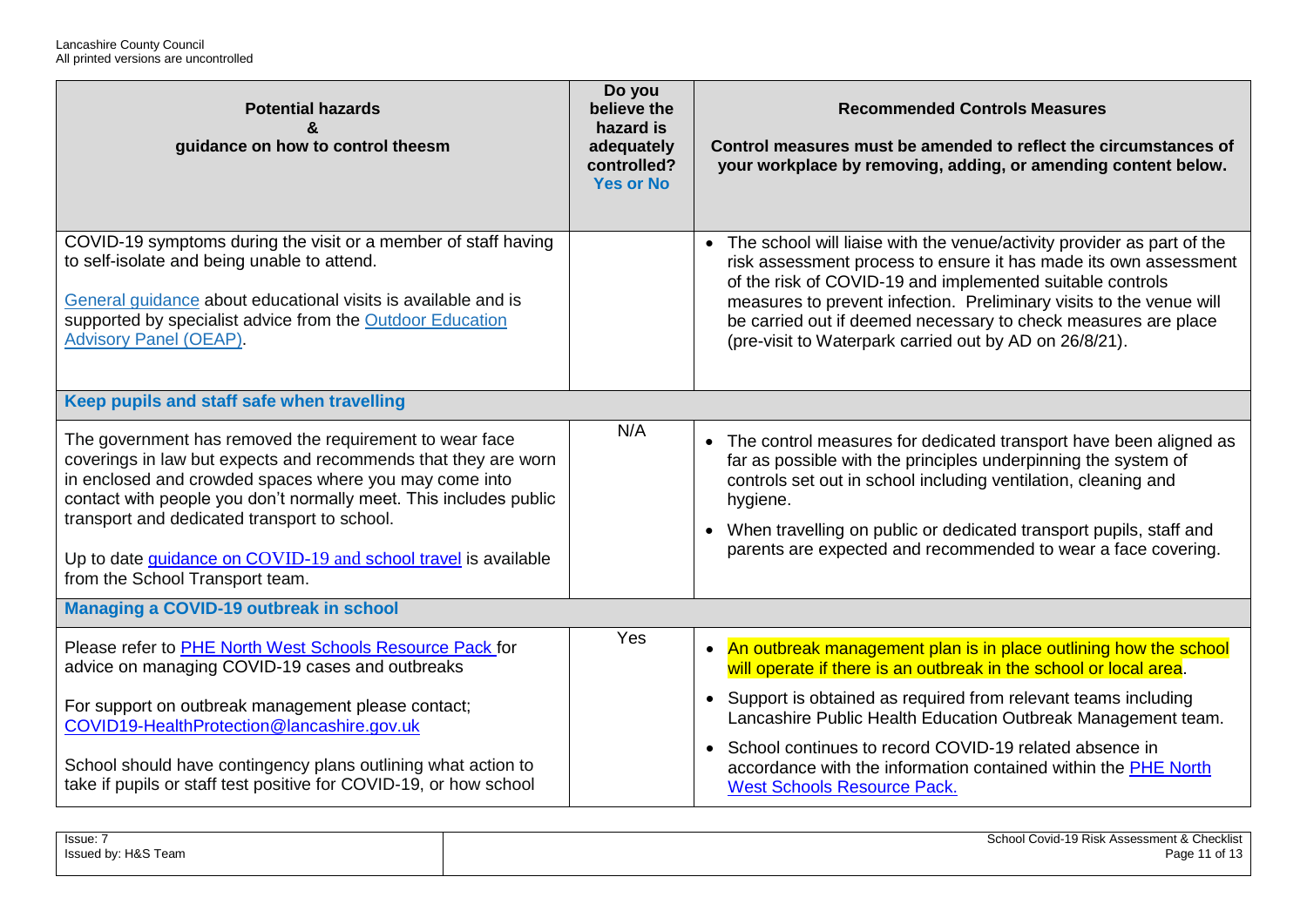| Potential hazards & guidance on how to control theesm | Do you believe the hazard is adequately controlled? Yes or No | Recommended Controls Measures<br><br>Control measures must be amended to reflect the circumstances of your workplace by removing, adding, or amending content below. |
|---|---|---|
| COVID-19 symptoms during the visit or a member of staff having to self-isolate and being unable to attend.<br><br>General guidance about educational visits is available and is supported by specialist advice from the Outdoor Education Advisory Panel (OEAP). | | • The school will liaise with the venue/activity provider as part of the risk assessment process to ensure it has made its own assessment of the risk of COVID-19 and implemented suitable controls measures to prevent infection. Preliminary visits to the venue will be carried out if deemed necessary to check measures are place (pre-visit to Waterpark carried out by AD on 26/8/21). |
| **Keep pupils and staff safe when travelling** | | |
| The government has removed the requirement to wear face coverings in law but expects and recommends that they are worn in enclosed and crowded spaces where you may come into contact with people you don't normally meet. This includes public transport and dedicated transport to school.<br><br>Up to date guidance on COVID-19 and school travel is available from the School Transport team. | N/A | • The control measures for dedicated transport have been aligned as far as possible with the principles underpinning the system of controls set out in school including ventilation, cleaning and hygiene.<br>• When travelling on public or dedicated transport pupils, staff and parents are expected and recommended to wear a face covering. |
| **Managing a COVID-19 outbreak in school** | | |
| Please refer to PHE North West Schools Resource Pack for advice on managing COVID-19 cases and outbreaks<br><br>For support on outbreak management please contact; COVID19-HealthProtection@lancashire.gov.uk<br><br>School should have contingency plans outlining what action to take if pupils or staff test positive for COVID-19, or how school | Yes | • An outbreak management plan is in place outlining how the school will operate if there is an outbreak in the school or local area.<br>• Support is obtained as required from relevant teams including Lancashire Public Health Education Outbreak Management team.<br>• School continues to record COVID-19 related absence in accordance with the information contained within the PHE North West Schools Resource Pack. |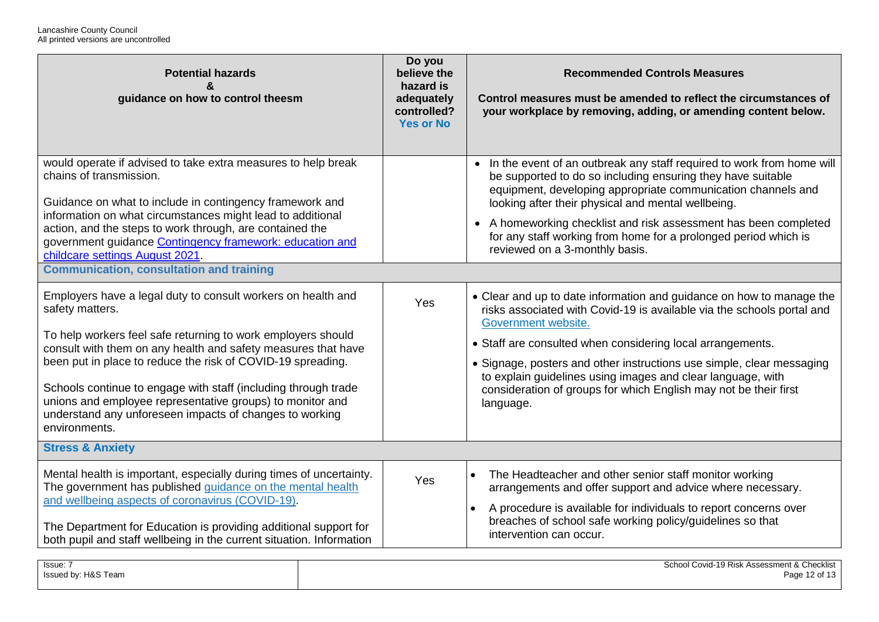| Potential hazards & guidance on how to control theesm | Do you believe the hazard is adequately controlled? Yes or No | Recommended Controls Measures<br>Control measures must be amended to reflect the circumstances of your workplace by removing, adding, or amending content below. |
|---|---|---|
| would operate if advised to take extra measures to help break chains of transmission.<br><br>Guidance on what to include in contingency framework and information on what circumstances might lead to additional action, and the steps to work through, are contained the government guidance [Contingency framework: education and childcare settings August 2021](). | | • In the event of an outbreak any staff required to work from home will be supported to do so including ensuring they have suitable equipment, developing appropriate communication channels and looking after their physical and mental wellbeing.<br>• A homeworking checklist and risk assessment has been completed for any staff working from home for a prolonged period which is reviewed on a 3-monthly basis. |
| **Communication, consultation and training** | | |
| Employers have a legal duty to consult workers on health and safety matters.<br><br>To help workers feel safe returning to work employers should consult with them on any health and safety measures that have been put in place to reduce the risk of COVID-19 spreading.<br><br>Schools continue to engage with staff (including through trade unions and employee representative groups) to monitor and understand any unforeseen impacts of changes to working environments. | Yes | • Clear and up to date information and guidance on how to manage the risks associated with Covid-19 is available via the schools portal and [Government website.]()<br>• Staff are consulted when considering local arrangements.<br>• Signage, posters and other instructions use simple, clear messaging to explain guidelines using images and clear language, with consideration of groups for which English may not be their first language. |
| **Stress & Anxiety** | | |
| Mental health is important, especially during times of uncertainty. The government has published [guidance on the mental health and wellbeing aspects of coronavirus (COVID-19)]().<br><br>The Department for Education is providing additional support for both pupil and staff wellbeing in the current situation. Information | Yes | • The Headteacher and other senior staff monitor working arrangements and offer support and advice where necessary.<br>• A procedure is available for individuals to report concerns over breaches of school safe working policy/guidelines so that intervention can occur. |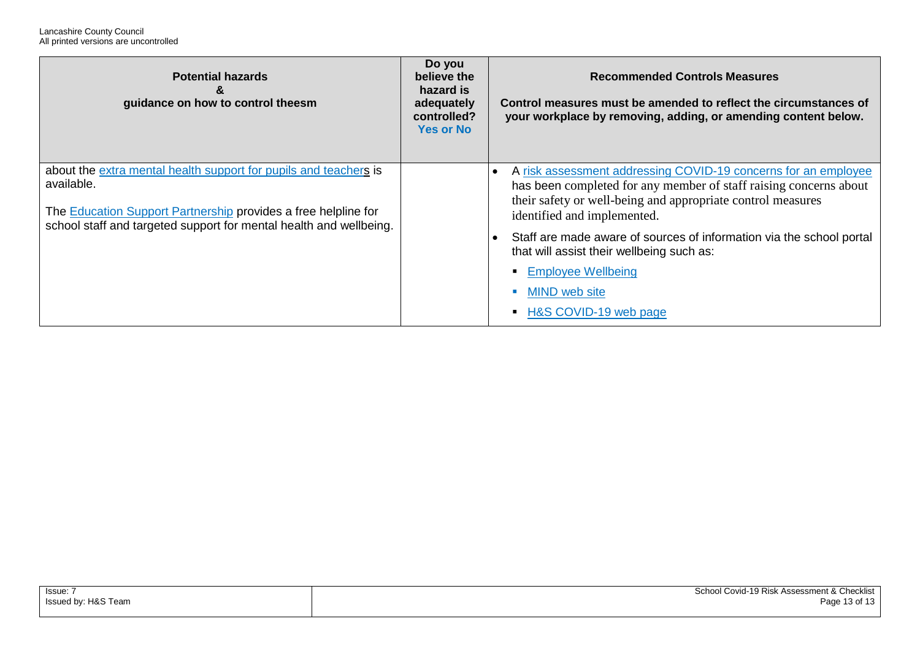| Potential hazards & guidance on how to control theesm | Do you believe the hazard is adequately controlled? Yes or No | Recommended Controls Measures<br><br>Control measures must be amended to reflect the circumstances of your workplace by removing, adding, or amending content below. |
|---|---|---|
| about the extra mental health support for pupils and teachers is available.<br><br>The Education Support Partnership provides a free helpline for school staff and targeted support for mental health and wellbeing. | | • A risk assessment addressing COVID-19 concerns for an employee has been completed for any member of staff raising concerns about their safety or well-being and appropriate control measures identified and implemented.<br><br>• Staff are made aware of sources of information via the school portal that will assist their wellbeing such as:<br>▪ Employee Wellbeing<br>▪ MIND web site<br>▪ H&S COVID-19 web page |